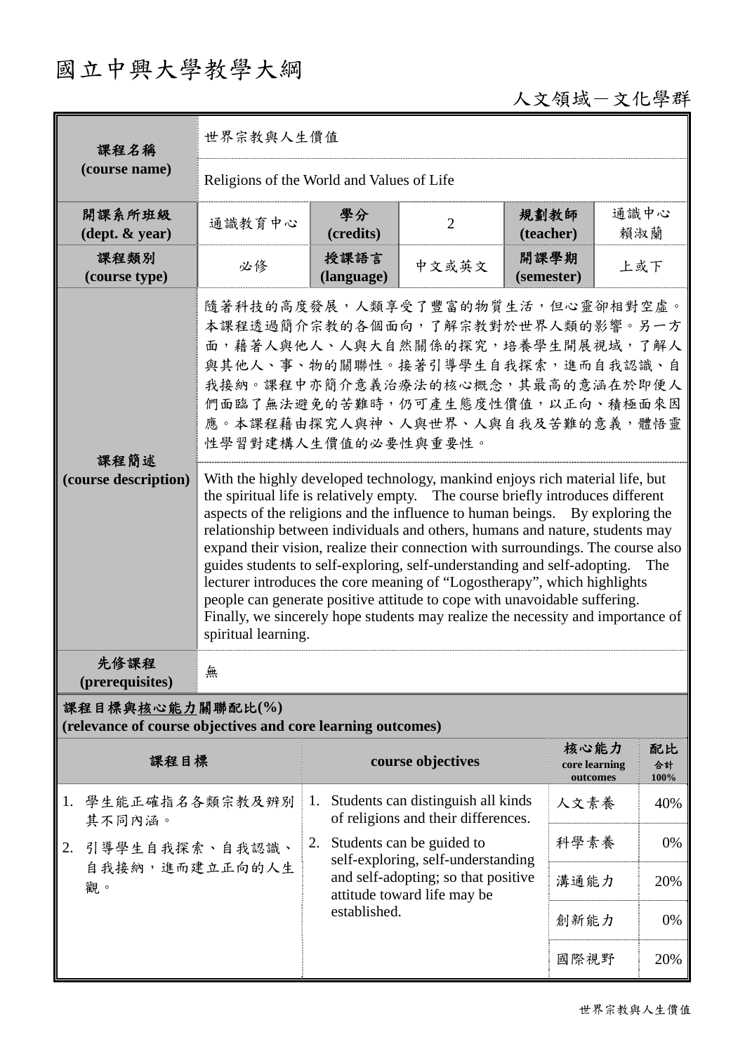# 國立中興大學教學大綱

人文領域－文化學群

| 課程名稱 (course name) | 世界宗教與人生價值 | | | | |
|---|---|---|---|---|---|
| | Religions of the World and Values of Life | | | | |
| 開課系所班級 (dept. & year) | 通識教育中心 | 學分 (credits) | 2 | 規劃教師 (teacher) | 通識中心 賴淑蘭 |
| 課程類別 (course type) | 必修 | 授課語言 (language) | 中文或英文 | 開課學期 (semester) | 上或下 |
| 課程簡述 (course description) | 隨著科技的高度發展，人類享受了豐富的物質生活，但心靈卻相對空虛。本課程透過簡介宗教的各個面向，了解宗教對於世界人類的影響。另一方面，藉著人與他人、人與大自然關係的探究，培養學生開展視域，了解人與其他人、事、物的關聯性。接著引導學生自我探索，進而自我認識、自我接納。課程中亦簡介意義治療法的核心概念，其最高的意涵在於即便人們面臨了無法避免的苦難時，仍可產生態度性價值，以正向、積極面來因應。本課程藉由探究人與神、人與世界、人與自我及苦難的意義，體悟靈性學習對建構人生價值的必要性與重要性。 | | | | |
| | With the highly developed technology, mankind enjoys rich material life, but the spiritual life is relatively empty. The course briefly introduces different aspects of the religions and the influence to human beings. By exploring the relationship between individuals and others, humans and nature, students may expand their vision, realize their connection with surroundings. The course also guides students to self-exploring, self-understanding and self-adopting. The lecturer introduces the core meaning of "Logostherapy", which highlights people can generate positive attitude to cope with unavoidable suffering. Finally, we sincerely hope students may realize the necessity and importance of spiritual learning. | | | | |
| 先修課程 (prerequisites) | 無 | | | | |

**課程目標與核心能力關聯配比(%)**
**(relevance of course objectives and core learning outcomes)**

| 課程目標 | course objectives | 核心能力 core learning outcomes | 配比 合計 100% |
|---|---|---|---|
| 1. 學生能正確指名各類宗教及辨別其不同內涵。<br>2. 引導學生自我探索、自我認識、自我接納，進而建立正向的人生觀。 | 1. Students can distinguish all kinds of religions and their differences.<br>2. Students can be guided to self-exploring, self-understanding and self-adopting; so that positive attitude toward life may be established. | 人文素養 | 40% |
| | | 科學素養 | 0% |
| | | 溝通能力 | 20% |
| | | 創新能力 | 0% |
| | | 國際視野 | 20% |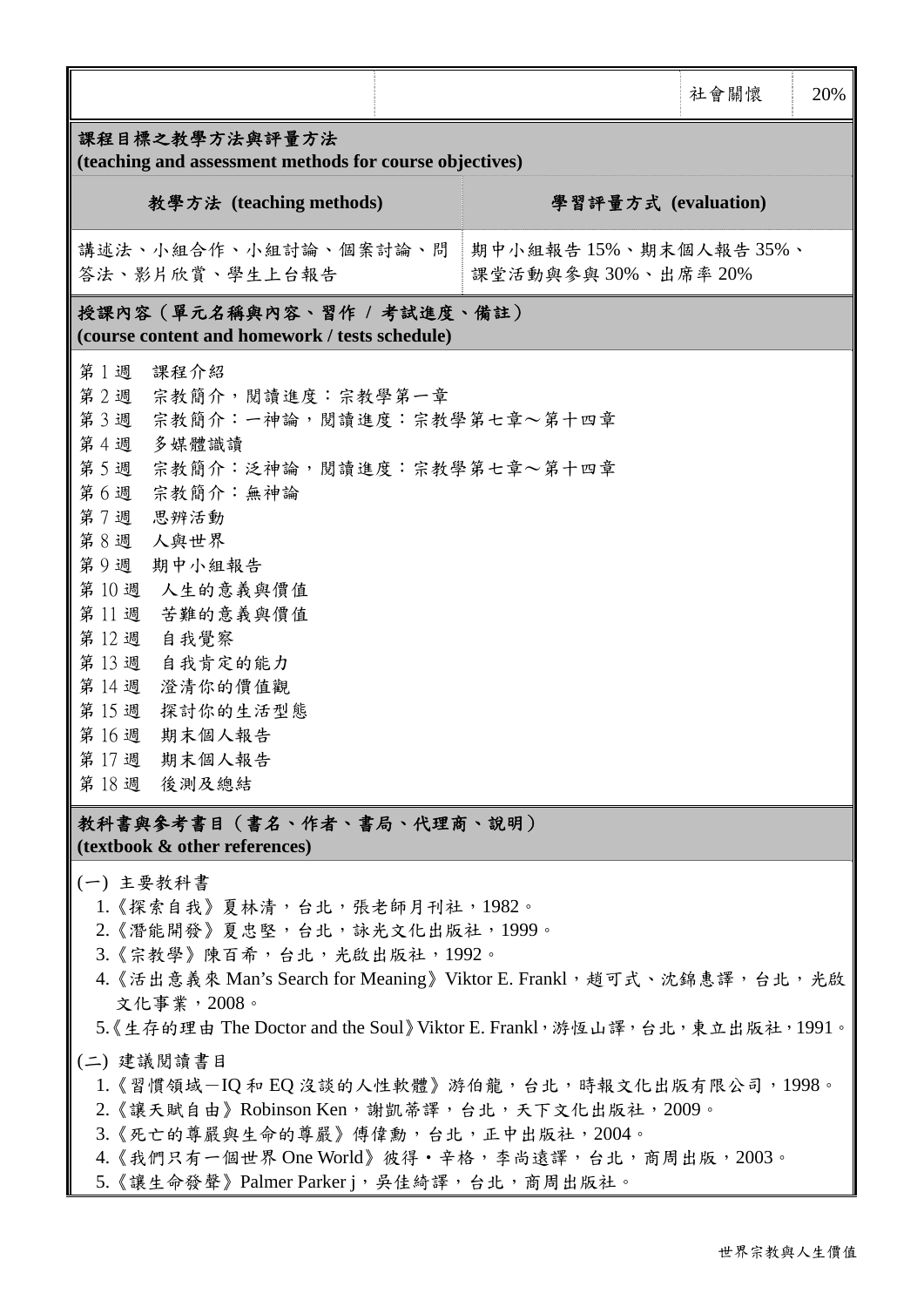| | | 社會關懷 | 20% |
|---|---|---|---|

## 課程目標之教學方法與評量方法 (teaching and assessment methods for course objectives)

| 教學方法 (teaching methods) | 學習評量方式 (evaluation) |
|---|---|
| 講述法、小組合作、小組討論、個案討論、問答法、影片欣賞、學生上台報告 | 期中小組報告 15%、期末個人報告 35%、課堂活動與參與 30%、出席率 20% |

## 授課內容（單元名稱與內容、習作 / 考試進度、備註） (course content and homework / tests schedule)

第 1 週　課程介紹
第 2 週　宗教簡介，閱讀進度：宗教學第一章
第 3 週　宗教簡介：一神論，閱讀進度：宗教學第七章～第十四章
第 4 週　多媒體識讀
第 5 週　宗教簡介：泛神論，閱讀進度：宗教學第七章～第十四章
第 6 週　宗教簡介：無神論
第 7 週　思辨活動
第 8 週　人與世界
第 9 週　期中小組報告
第 10 週　人生的意義與價值
第 11 週　苦難的意義與價值
第 12 週　自我覺察
第 13 週　自我肯定的能力
第 14 週　澄清你的價值觀
第 15 週　探討你的生活型態
第 16 週　期末個人報告
第 17 週　期末個人報告
第 18 週　後測及總結

## 教科書與參考書目（書名、作者、書局、代理商、說明） (textbook & other references)

(一) 主要教科書

1.《探索自我》夏林清，台北，張老師月刊社，1982。
2.《潛能開發》夏忠堅，台北，詠光文化出版社，1999。
3.《宗教學》陳百希，台北，光啟出版社，1992。
4.《活出意義來 Man's Search for Meaning》Viktor E. Frankl，趙可式、沈錦惠譯，台北，光啟文化事業，2008。
5.《生存的理由 The Doctor and the Soul》Viktor E. Frankl，游恆山譯，台北，東立出版社，1991。

(二) 建議閱讀書目

1.《習慣領域－IQ 和 EQ 沒談的人性軟體》游伯龍，台北，時報文化出版有限公司，1998。
2.《讓天賦自由》Robinson Ken，謝凱蒂譯，台北，天下文化出版社，2009。
3.《死亡的尊嚴與生命的尊嚴》傅偉勳，台北，正中出版社，2004。
4.《我們只有一個世界 One World》彼得・辛格，李尚遠譯，台北，商周出版，2003。
5.《讓生命發聲》Palmer Parker j，吳佳綺譯，台北，商周出版社。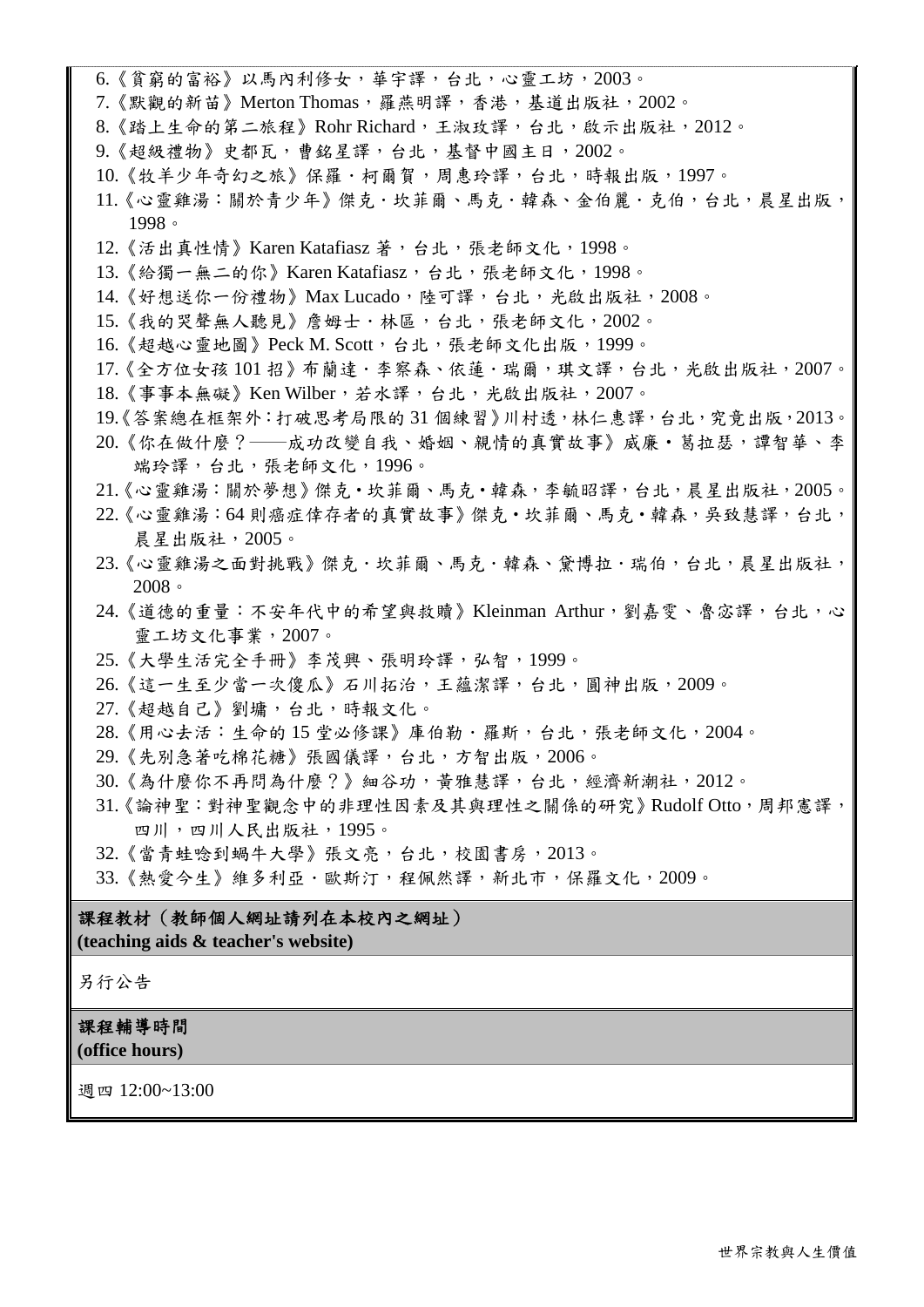6.《貧窮的富裕》以馬內利修女，華宇譯，台北，心靈工坊，2003。
7.《默觀的新苗》Merton Thomas，羅燕明譯，香港，基道出版社，2002。
8.《踏上生命的第二旅程》Rohr Richard，王淑玫譯，台北，啟示出版社，2012。
9.《超級禮物》史都瓦，曹銘星譯，台北，基督中國主日，2002。
10.《牧羊少年奇幻之旅》保羅・柯爾賀，周惠玲譯，台北，時報出版，1997。
11.《心靈雞湯：關於青少年》傑克・坎菲爾、馬克・韓森、金伯麗・克伯，台北，晨星出版，1998。
12.《活出真性情》Karen Katafiasz 著，台北，張老師文化，1998。
13.《給獨一無二的你》Karen Katafiasz，台北，張老師文化，1998。
14.《好想送你一份禮物》Max Lucado，陸可譯，台北，光啟出版社，2008。
15.《我的哭聲無人聽見》詹姆士・林區，台北，張老師文化，2002。
16.《超越心靈地圖》Peck M. Scott，台北，張老師文化出版，1999。
17.《全方位女孩 101 招》布蘭達・李察森、依蓮・瑞爾，琪文譯，台北，光啟出版社，2007。
18.《事事本無礙》Ken Wilber，若水譯，台北，光啟出版社，2007。
19.《答案總在框架外：打破思考局限的 31 個練習》川村透，林仁惠譯，台北，究竟出版，2013。
20.《你在做什麼？──成功改變自我、婚姻、親情的真實故事》威廉・葛拉瑟，譚智華、李端玲譯，台北，張老師文化，1996。
21.《心靈雞湯：關於夢想》傑克・坎菲爾、馬克・韓森，李毓昭譯，台北，晨星出版社，2005。
22.《心靈雞湯：64 則癌症倖存者的真實故事》傑克・坎菲爾、馬克・韓森，吳致慧譯，台北，晨星出版社，2005。
23.《心靈雞湯之面對挑戰》傑克・坎菲爾、馬克・韓森、黛博拉・瑞伯，台北，晨星出版社，2008。
24.《道德的重量：不安年代中的希望與救贖》Kleinman Arthur，劉嘉雯、魯宓譯，台北，心靈工坊文化事業，2007。
25.《大學生活完全手冊》李茂興、張明玲譯，弘智，1999。
26.《這一生至少當一次傻瓜》石川拓治，王蘊潔譯，台北，圓神出版，2009。
27.《超越自己》劉墉，台北，時報文化。
28.《用心去活：生命的 15 堂必修課》庫伯勒・羅斯，台北，張老師文化，2004。
29.《先別急著吃棉花糖》張國儀譯，台北，方智出版，2006。
30.《為什麼你不再問為什麼？》細谷功，黃雅慧譯，台北，經濟新潮社，2012。
31.《論神聖：對神聖觀念中的非理性因素及其與理性之關係的研究》Rudolf Otto，周邦憲譯，四川，四川人民出版社，1995。
32.《當青蛙唸到蝸牛大學》張文亮，台北，校園書房，2013。
33.《熱愛今生》維多利亞・歐斯汀，程佩然譯，新北市，保羅文化，2009。

**課程教材（教師個人網址請列在本校內之網址）**
**(teaching aids & teacher's website)**

另行公告

**課程輔導時間**
**(office hours)**

週四 12:00~13:00